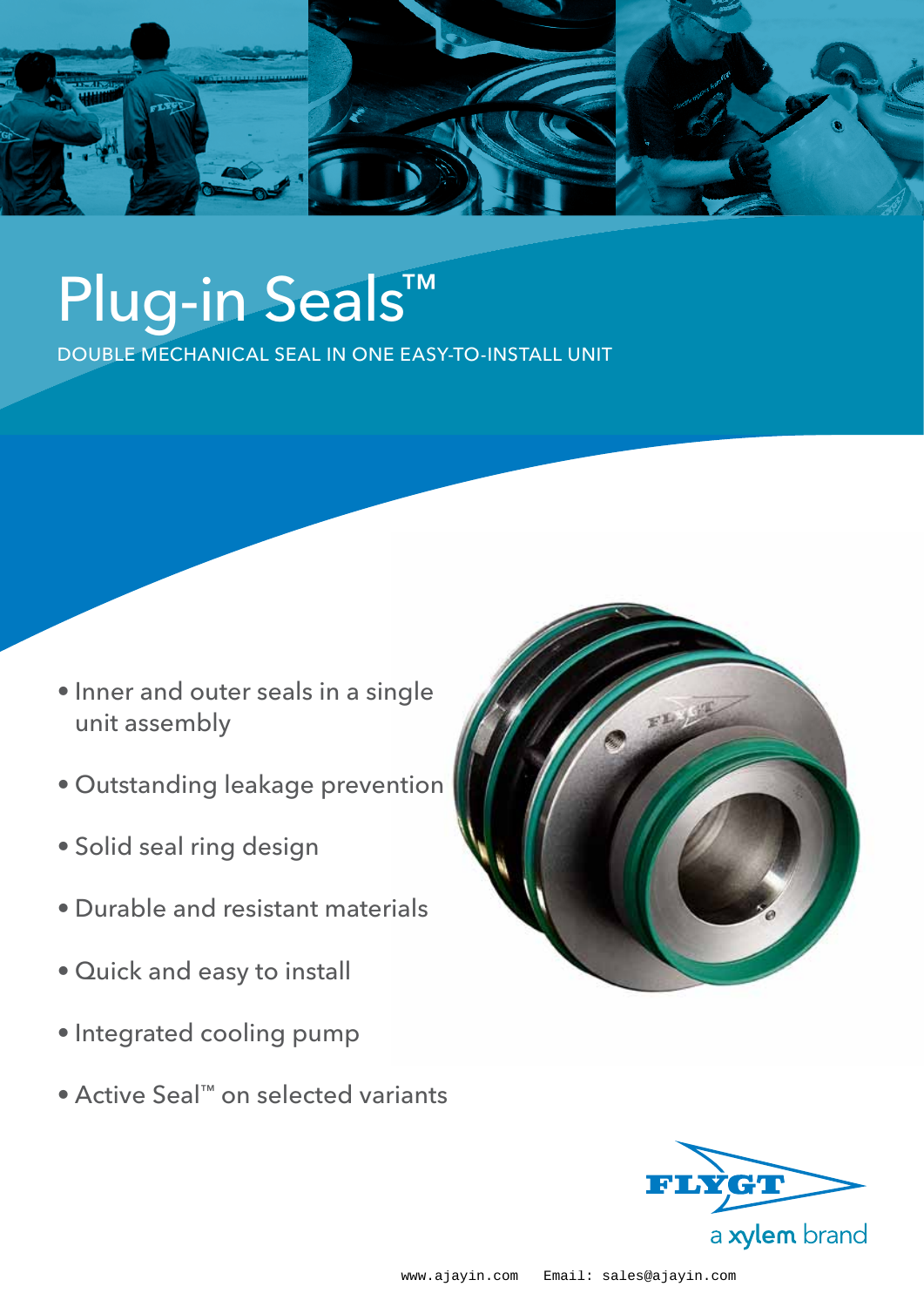# Plug-in Seals™

DOUBLE MECHANICAL SEAL IN ONE EASY-TO-INSTALL UNIT

- Inner and outer seals in a single unit assembly
- Outstanding leakage prevention
- Solid seal ring design
- Durable and resistant materials
- Quick and easy to install
- Integrated cooling pump
- Active Seal™ on selected variants

FLYGT
a xylem brand

www.ajayin.com Email: sales@ajayin.com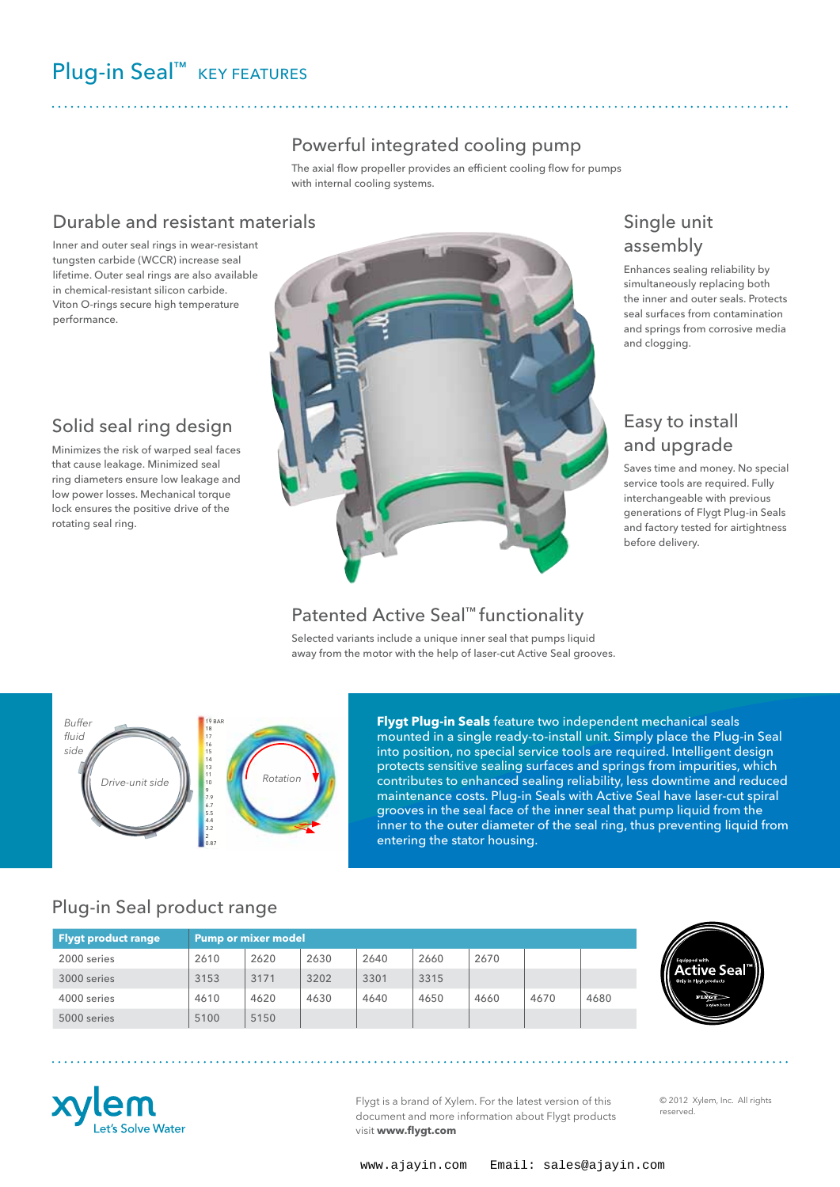# Plug-in Seal™ KEY FEATURES

## Powerful integrated cooling pump

The axial flow propeller provides an efficient cooling flow for pumps with internal cooling systems.

## Durable and resistant materials

Inner and outer seal rings in wear-resistant tungsten carbide (WCCR) increase seal lifetime. Outer seal rings are also available in chemical-resistant silicon carbide. Viton O-rings secure high temperature performance.

## Single unit assembly

Enhances sealing reliability by simultaneously replacing both the inner and outer seals. Protects seal surfaces from contamination and springs from corrosive media and clogging.

## Solid seal ring design

Minimizes the risk of warped seal faces that cause leakage. Minimized seal ring diameters ensure low leakage and low power losses. Mechanical torque lock ensures the positive drive of the rotating seal ring.

## Easy to install and upgrade

Saves time and money. No special service tools are required. Fully interchangeable with previous generations of Flygt Plug-in Seals and factory tested for airtightness before delivery.

## Patented Active Seal™ functionality

Selected variants include a unique inner seal that pumps liquid away from the motor with the help of laser-cut Active Seal grooves.

Buffer fluid side

Drive-unit side

19 BAR
18
17
16
15
14
13
11
10
9
7.9
6.7
5.5
4.4
3.2
2
0.87

Rotation

**Flygt Plug-in Seals** feature two independent mechanical seals mounted in a single ready-to-install unit. Simply place the Plug-in Seal into position, no special service tools are required. Intelligent design protects sensitive sealing surfaces and springs from impurities, which contributes to enhanced sealing reliability, less downtime and reduced maintenance costs. Plug-in Seals with Active Seal have laser-cut spiral grooves in the seal face of the inner seal that pump liquid from the inner to the outer diameter of the seal ring, thus preventing liquid from entering the stator housing.

## Plug-in Seal product range

| Flygt product range | Pump or mixer model | | | | | | | |
|---|---|---|---|---|---|---|---|---|
| 2000 series | 2610 | 2620 | 2630 | 2640 | 2660 | 2670 | | |
| 3000 series | 3153 | 3171 | 3202 | 3301 | 3315 | | | |
| 4000 series | 4610 | 4620 | 4630 | 4640 | 4650 | 4660 | 4670 | 4680 |
| 5000 series | 5100 | 5150 | | | | | | |

Equipped with Active Seal™ Only in Flygt products

xylem Let's Solve Water

Flygt is a brand of Xylem. For the latest version of this document and more information about Flygt products visit **www.flygt.com**

© 2012 Xylem, Inc. All rights reserved.

www.ajayin.com Email: sales@ajayin.com